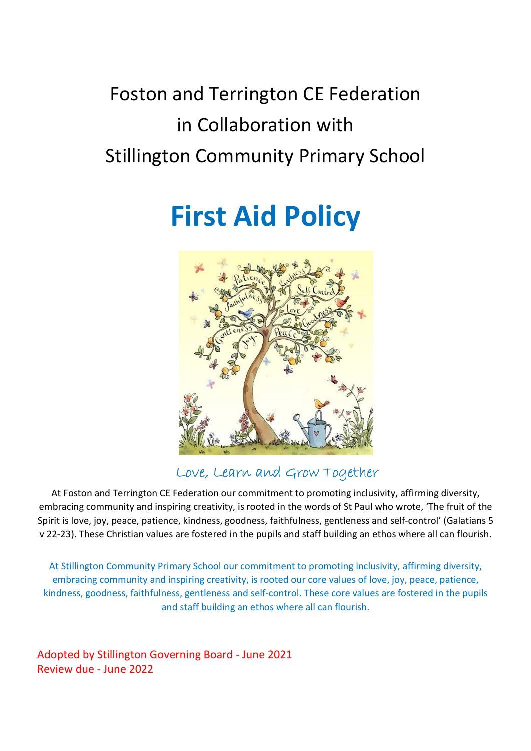Foston and Terrington CE Federation
in Collaboration with
Stillington Community Primary School

# First Aid Policy

Love, Learn and Grow Together

At Foston and Terrington CE Federation our commitment to promoting inclusivity, affirming diversity, embracing community and inspiring creativity, is rooted in the words of St Paul who wrote, 'The fruit of the Spirit is love, joy, peace, patience, kindness, goodness, faithfulness, gentleness and self-control' (Galatians 5 v 22-23). These Christian values are fostered in the pupils and staff building an ethos where all can flourish.

At Stillington Community Primary School our commitment to promoting inclusivity, affirming diversity, embracing community and inspiring creativity, is rooted our core values of love, joy, peace, patience, kindness, goodness, faithfulness, gentleness and self-control. These core values are fostered in the pupils and staff building an ethos where all can flourish.

Adopted by Stillington Governing Board - June 2021
Review due - June 2022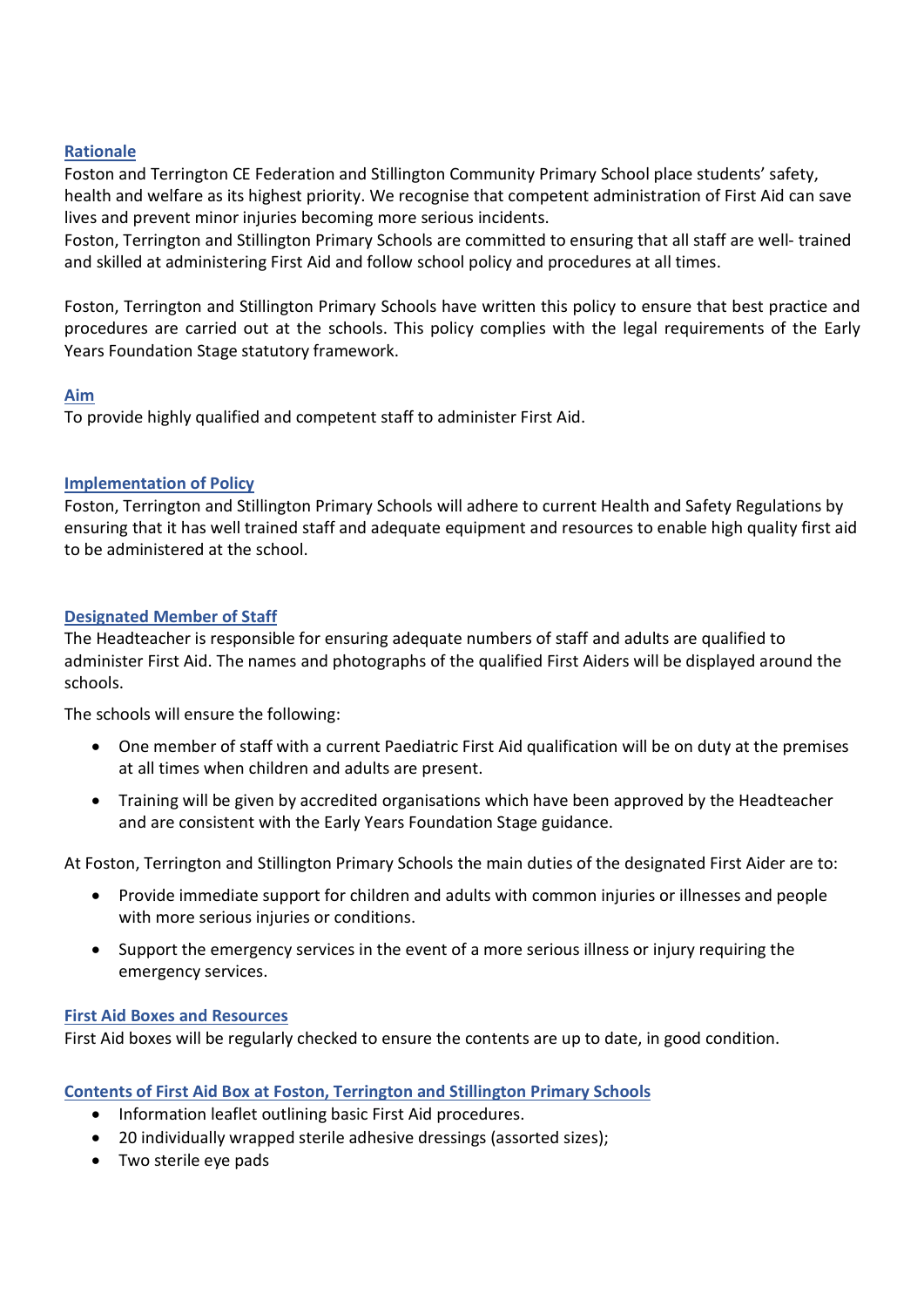## Rationale

Foston and Terrington CE Federation and Stillington Community Primary School place students' safety, health and welfare as its highest priority. We recognise that competent administration of First Aid can save lives and prevent minor injuries becoming more serious incidents.
Foston, Terrington and Stillington Primary Schools are committed to ensuring that all staff are well- trained and skilled at administering First Aid and follow school policy and procedures at all times.

Foston, Terrington and Stillington Primary Schools have written this policy to ensure that best practice and procedures are carried out at the schools. This policy complies with the legal requirements of the Early Years Foundation Stage statutory framework.

## Aim

To provide highly qualified and competent staff to administer First Aid.

## Implementation of Policy

Foston, Terrington and Stillington Primary Schools will adhere to current Health and Safety Regulations by ensuring that it has well trained staff and adequate equipment and resources to enable high quality first aid to be administered at the school.

## Designated Member of Staff

The Headteacher is responsible for ensuring adequate numbers of staff and adults are qualified to administer First Aid. The names and photographs of the qualified First Aiders will be displayed around the schools.

The schools will ensure the following:

- One member of staff with a current Paediatric First Aid qualification will be on duty at the premises at all times when children and adults are present.
- Training will be given by accredited organisations which have been approved by the Headteacher and are consistent with the Early Years Foundation Stage guidance.

At Foston, Terrington and Stillington Primary Schools the main duties of the designated First Aider are to:

- Provide immediate support for children and adults with common injuries or illnesses and people with more serious injuries or conditions.
- Support the emergency services in the event of a more serious illness or injury requiring the emergency services.

## First Aid Boxes and Resources

First Aid boxes will be regularly checked to ensure the contents are up to date, in good condition.

## Contents of First Aid Box at Foston, Terrington and Stillington Primary Schools

- Information leaflet outlining basic First Aid procedures.
- 20 individually wrapped sterile adhesive dressings (assorted sizes);
- Two sterile eye pads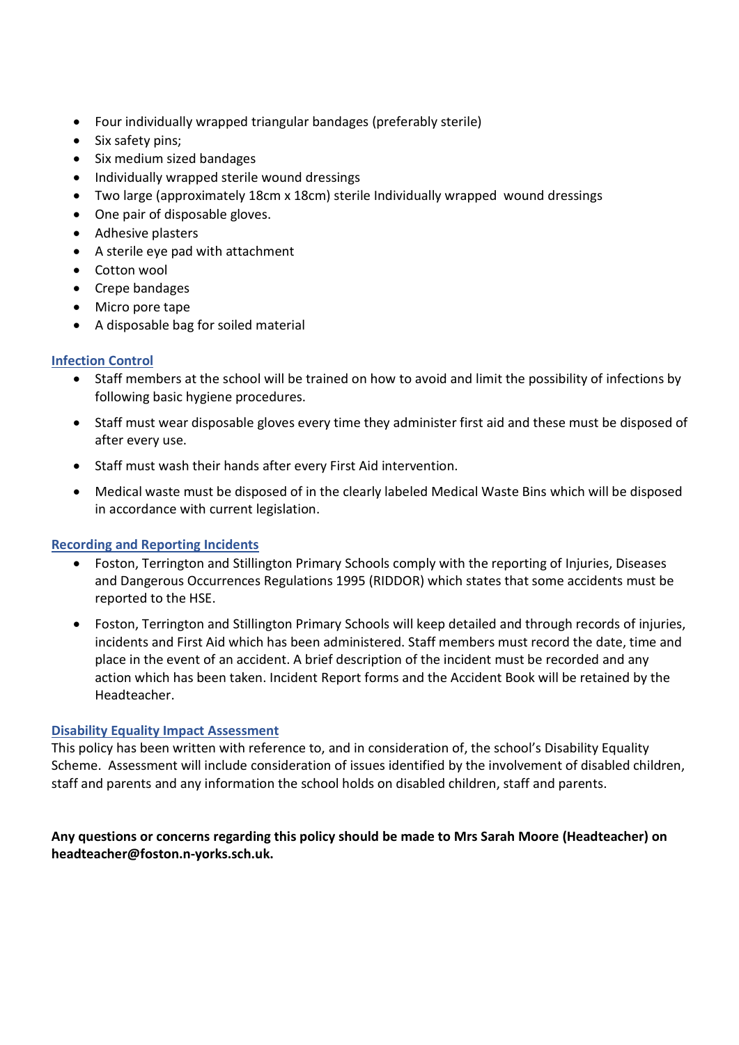- Four individually wrapped triangular bandages (preferably sterile)
- Six safety pins;
- Six medium sized bandages
- Individually wrapped sterile wound dressings
- Two large (approximately 18cm x 18cm) sterile Individually wrapped wound dressings
- One pair of disposable gloves.
- Adhesive plasters
- A sterile eye pad with attachment
- Cotton wool
- Crepe bandages
- Micro pore tape
- A disposable bag for soiled material

## Infection Control

- Staff members at the school will be trained on how to avoid and limit the possibility of infections by following basic hygiene procedures.
- Staff must wear disposable gloves every time they administer first aid and these must be disposed of after every use.
- Staff must wash their hands after every First Aid intervention.
- Medical waste must be disposed of in the clearly labeled Medical Waste Bins which will be disposed in accordance with current legislation.

## Recording and Reporting Incidents

- Foston, Terrington and Stillington Primary Schools comply with the reporting of Injuries, Diseases and Dangerous Occurrences Regulations 1995 (RIDDOR) which states that some accidents must be reported to the HSE.
- Foston, Terrington and Stillington Primary Schools will keep detailed and through records of injuries, incidents and First Aid which has been administered. Staff members must record the date, time and place in the event of an accident. A brief description of the incident must be recorded and any action which has been taken. Incident Report forms and the Accident Book will be retained by the Headteacher.

## Disability Equality Impact Assessment

This policy has been written with reference to, and in consideration of, the school's Disability Equality Scheme. Assessment will include consideration of issues identified by the involvement of disabled children, staff and parents and any information the school holds on disabled children, staff and parents.

**Any questions or concerns regarding this policy should be made to Mrs Sarah Moore (Headteacher) on headteacher@foston.n-yorks.sch.uk.**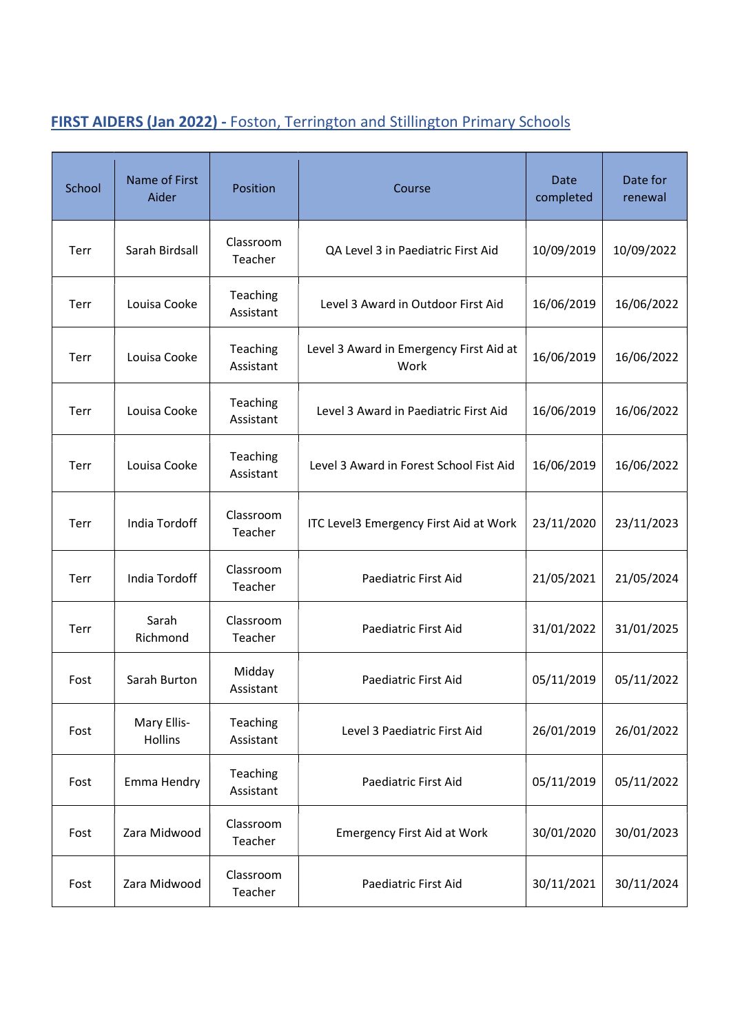## **FIRST AIDERS (Jan 2022) -** Foston, Terrington and Stillington Primary Schools

| School | Name of First Aider | Position | Course | Date completed | Date for renewal |
|---|---|---|---|---|---|
| Terr | Sarah Birdsall | Classroom Teacher | QA Level 3 in Paediatric First Aid | 10/09/2019 | 10/09/2022 |
| Terr | Louisa Cooke | Teaching Assistant | Level 3 Award in Outdoor First Aid | 16/06/2019 | 16/06/2022 |
| Terr | Louisa Cooke | Teaching Assistant | Level 3 Award in Emergency First Aid at Work | 16/06/2019 | 16/06/2022 |
| Terr | Louisa Cooke | Teaching Assistant | Level 3 Award in Paediatric First Aid | 16/06/2019 | 16/06/2022 |
| Terr | Louisa Cooke | Teaching Assistant | Level 3 Award in Forest School Fist Aid | 16/06/2019 | 16/06/2022 |
| Terr | India Tordoff | Classroom Teacher | ITC Level3 Emergency First Aid at Work | 23/11/2020 | 23/11/2023 |
| Terr | India Tordoff | Classroom Teacher | Paediatric First Aid | 21/05/2021 | 21/05/2024 |
| Terr | Sarah Richmond | Classroom Teacher | Paediatric First Aid | 31/01/2022 | 31/01/2025 |
| Fost | Sarah Burton | Midday Assistant | Paediatric First Aid | 05/11/2019 | 05/11/2022 |
| Fost | Mary Ellis-Hollins | Teaching Assistant | Level 3 Paediatric First Aid | 26/01/2019 | 26/01/2022 |
| Fost | Emma Hendry | Teaching Assistant | Paediatric First Aid | 05/11/2019 | 05/11/2022 |
| Fost | Zara Midwood | Classroom Teacher | Emergency First Aid at Work | 30/01/2020 | 30/01/2023 |
| Fost | Zara Midwood | Classroom Teacher | Paediatric First Aid | 30/11/2021 | 30/11/2024 |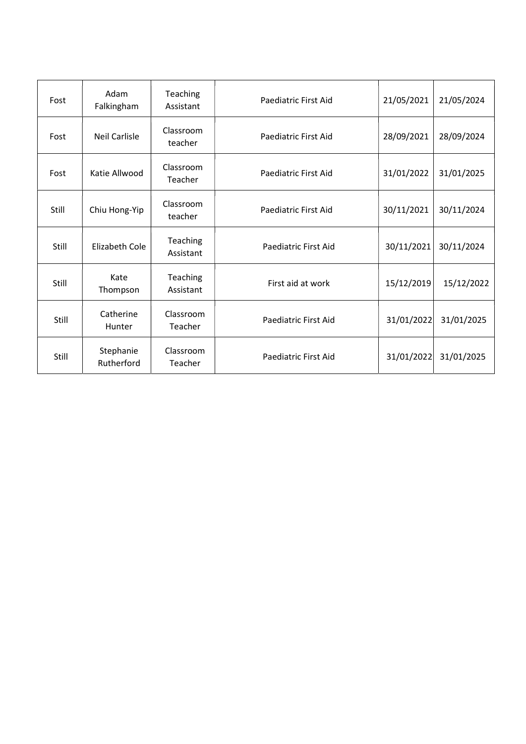| | | | | | |
|---|---|---|---|---|---|
| Fost | Adam Falkingham | Teaching Assistant | Paediatric First Aid | 21/05/2021 | 21/05/2024 |
| Fost | Neil Carlisle | Classroom teacher | Paediatric First Aid | 28/09/2021 | 28/09/2024 |
| Fost | Katie Allwood | Classroom Teacher | Paediatric First Aid | 31/01/2022 | 31/01/2025 |
| Still | Chiu Hong-Yip | Classroom teacher | Paediatric First Aid | 30/11/2021 | 30/11/2024 |
| Still | Elizabeth Cole | Teaching Assistant | Paediatric First Aid | 30/11/2021 | 30/11/2024 |
| Still | Kate Thompson | Teaching Assistant | First aid at work | 15/12/2019 | 15/12/2022 |
| Still | Catherine Hunter | Classroom Teacher | Paediatric First Aid | 31/01/2022 | 31/01/2025 |
| Still | Stephanie Rutherford | Classroom Teacher | Paediatric First Aid | 31/01/2022 | 31/01/2025 |